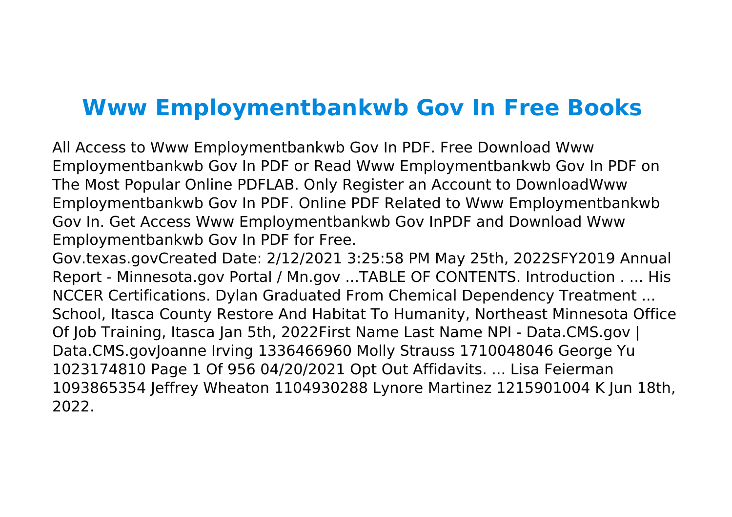# Www Employmentbankwb Gov In Free Books

All Access to Www Employmentbankwb Gov In PDF. Free Download Www Employmentbankwb Gov In PDF or Read Www Employmentbankwb Gov In PDF on The Most Popular Online PDFLAB. Only Register an Account to DownloadWww Employmentbankwb Gov In PDF. Online PDF Related to Www Employmentbankwb Gov In. Get Access Www Employmentbankwb Gov InPDF and Download Www Employmentbankwb Gov In PDF for Free.

Gov.texas.govCreated Date: 2/12/2021 3:25:58 PM May 25th, 2022SFY2019 Annual Report - Minnesota.gov Portal / Mn.gov ...TABLE OF CONTENTS. Introduction . ... His NCCER Certifications. Dylan Graduated From Chemical Dependency Treatment ... School, Itasca County Restore And Habitat To Humanity, Northeast Minnesota Office Of Job Training, Itasca Jan 5th, 2022First Name Last Name NPI - Data.CMS.gov | Data.CMS.govJoanne Irving 1336466960 Molly Strauss 1710048046 George Yu 1023174810 Page 1 Of 956 04/20/2021 Opt Out Affidavits. ... Lisa Feierman 1093865354 Jeffrey Wheaton 1104930288 Lynore Martinez 1215901004 K Jun 18th, 2022.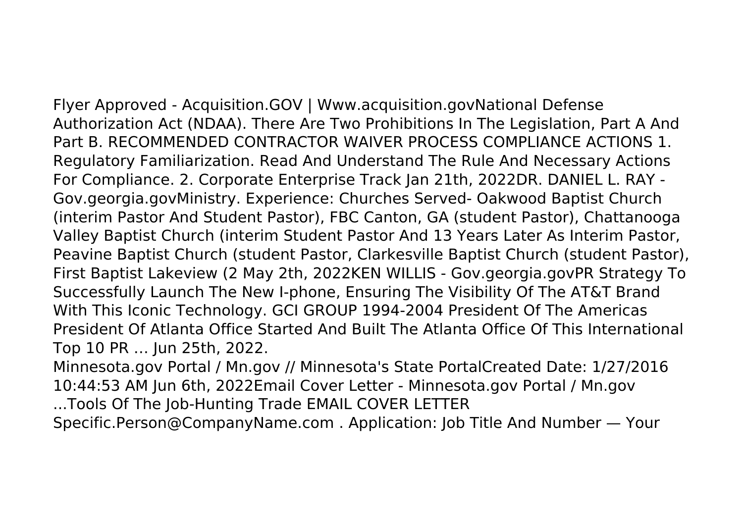Flyer Approved - Acquisition.GOV | Www.acquisition.govNational Defense Authorization Act (NDAA). There Are Two Prohibitions In The Legislation, Part A And Part B. RECOMMENDED CONTRACTOR WAIVER PROCESS COMPLIANCE ACTIONS 1. Regulatory Familiarization. Read And Understand The Rule And Necessary Actions For Compliance. 2. Corporate Enterprise Track Jan 21th, 2022DR. DANIEL L. RAY - Gov.georgia.govMinistry. Experience: Churches Served- Oakwood Baptist Church (interim Pastor And Student Pastor), FBC Canton, GA (student Pastor), Chattanooga Valley Baptist Church (interim Student Pastor And 13 Years Later As Interim Pastor, Peavine Baptist Church (student Pastor, Clarkesville Baptist Church (student Pastor), First Baptist Lakeview (2 May 2th, 2022KEN WILLIS - Gov.georgia.govPR Strategy To Successfully Launch The New I-phone, Ensuring The Visibility Of The AT&T Brand With This Iconic Technology. GCI GROUP 1994-2004 President Of The Americas President Of Atlanta Office Started And Built The Atlanta Office Of This International Top 10 PR … Jun 25th, 2022.

Minnesota.gov Portal / Mn.gov // Minnesota's State PortalCreated Date: 1/27/2016 10:44:53 AM Jun 6th, 2022Email Cover Letter - Minnesota.gov Portal / Mn.gov ...Tools Of The Job-Hunting Trade EMAIL COVER LETTER Specific.Person@CompanyName.com . Application: Job Title And Number — Your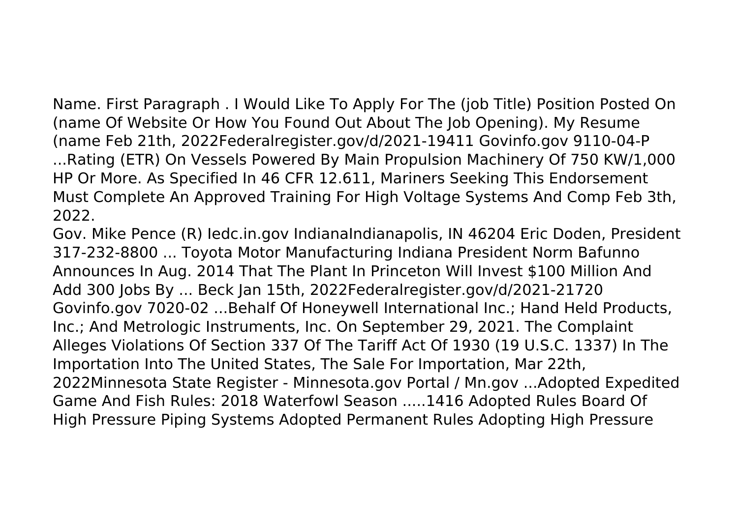Name. First Paragraph . I Would Like To Apply For The (job Title) Position Posted On (name Of Website Or How You Found Out About The Job Opening). My Resume (name Feb 21th, 2022Federalregister.gov/d/2021-19411 Govinfo.gov 9110-04-P ...Rating (ETR) On Vessels Powered By Main Propulsion Machinery Of 750 KW/1,000 HP Or More. As Specified In 46 CFR 12.611, Mariners Seeking This Endorsement Must Complete An Approved Training For High Voltage Systems And Comp Feb 3th, 2022.

Gov. Mike Pence (R) Iedc.in.gov IndianaIndianapolis, IN 46204 Eric Doden, President 317-232-8800 ... Toyota Motor Manufacturing Indiana President Norm Bafunno Announces In Aug. 2014 That The Plant In Princeton Will Invest $100 Million And Add 300 Jobs By ... Beck Jan 15th, 2022Federalregister.gov/d/2021-21720 Govinfo.gov 7020-02 ...Behalf Of Honeywell International Inc.; Hand Held Products, Inc.; And Metrologic Instruments, Inc. On September 29, 2021. The Complaint Alleges Violations Of Section 337 Of The Tariff Act Of 1930 (19 U.S.C. 1337) In The Importation Into The United States, The Sale For Importation, Mar 22th, 2022Minnesota State Register - Minnesota.gov Portal / Mn.gov ...Adopted Expedited Game And Fish Rules: 2018 Waterfowl Season .....1416 Adopted Rules Board Of High Pressure Piping Systems Adopted Permanent Rules Adopting High Pressure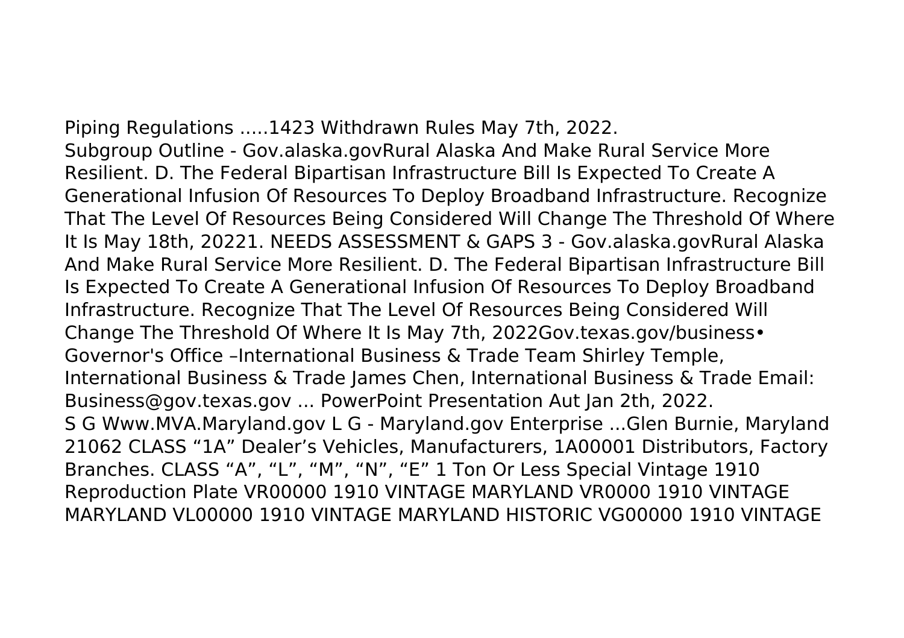Piping Regulations .....1423 Withdrawn Rules May 7th, 2022.
Subgroup Outline - Gov.alaska.govRural Alaska And Make Rural Service More Resilient. D. The Federal Bipartisan Infrastructure Bill Is Expected To Create A Generational Infusion Of Resources To Deploy Broadband Infrastructure. Recognize That The Level Of Resources Being Considered Will Change The Threshold Of Where It Is May 18th, 20221. NEEDS ASSESSMENT & GAPS 3 - Gov.alaska.govRural Alaska And Make Rural Service More Resilient. D. The Federal Bipartisan Infrastructure Bill Is Expected To Create A Generational Infusion Of Resources To Deploy Broadband Infrastructure. Recognize That The Level Of Resources Being Considered Will Change The Threshold Of Where It Is May 7th, 2022Gov.texas.gov/business• Governor's Office –International Business & Trade Team Shirley Temple, International Business & Trade James Chen, International Business & Trade Email: Business@gov.texas.gov ... PowerPoint Presentation Aut Jan 2th, 2022.
S G Www.MVA.Maryland.gov L G - Maryland.gov Enterprise ...Glen Burnie, Maryland 21062 CLASS "1A" Dealer's Vehicles, Manufacturers, 1A00001 Distributors, Factory Branches. CLASS "A", "L", "M", "N", "E" 1 Ton Or Less Special Vintage 1910 Reproduction Plate VR00000 1910 VINTAGE MARYLAND VR0000 1910 VINTAGE MARYLAND VL00000 1910 VINTAGE MARYLAND HISTORIC VG00000 1910 VINTAGE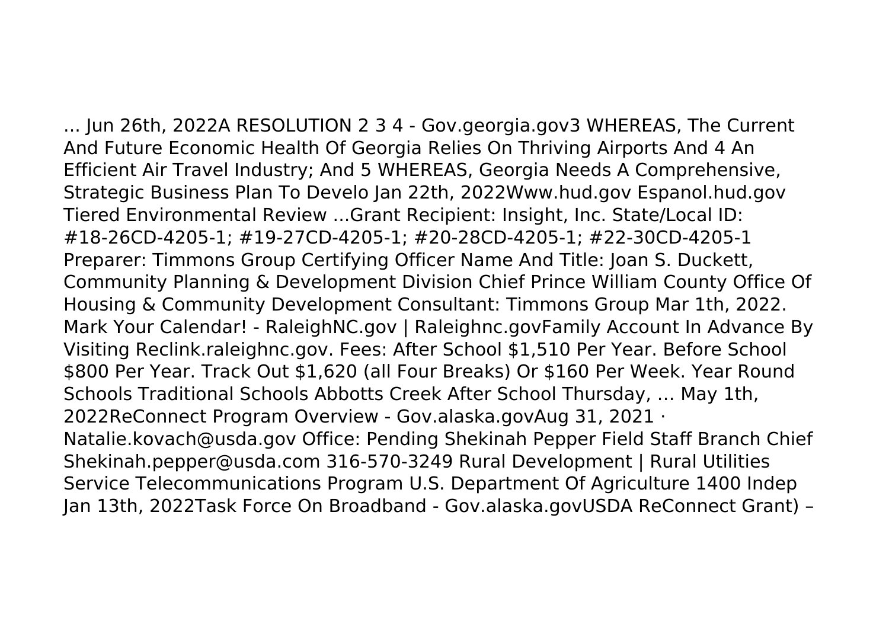... Jun 26th, 2022A RESOLUTION 2 3 4 - Gov.georgia.gov3 WHEREAS, The Current And Future Economic Health Of Georgia Relies On Thriving Airports And 4 An Efficient Air Travel Industry; And 5 WHEREAS, Georgia Needs A Comprehensive, Strategic Business Plan To Develo Jan 22th, 2022Www.hud.gov Espanol.hud.gov Tiered Environmental Review ...Grant Recipient: Insight, Inc. State/Local ID: #18-26CD-4205-1; #19-27CD-4205-1; #20-28CD-4205-1; #22-30CD-4205-1 Preparer: Timmons Group Certifying Officer Name And Title: Joan S. Duckett, Community Planning & Development Division Chief Prince William County Office Of Housing & Community Development Consultant: Timmons Group Mar 1th, 2022. Mark Your Calendar! - RaleighNC.gov | Raleighnc.govFamily Account In Advance By Visiting Reclink.raleighnc.gov. Fees: After School $1,510 Per Year. Before School $800 Per Year. Track Out $1,620 (all Four Breaks) Or $160 Per Week. Year Round Schools Traditional Schools Abbotts Creek After School Thursday, ... May 1th, 2022ReConnect Program Overview - Gov.alaska.govAug 31, 2021 · Natalie.kovach@usda.gov Office: Pending Shekinah Pepper Field Staff Branch Chief Shekinah.pepper@usda.com 316-570-3249 Rural Development | Rural Utilities Service Telecommunications Program U.S. Department Of Agriculture 1400 Indep Jan 13th, 2022Task Force On Broadband - Gov.alaska.govUSDA ReConnect Grant) –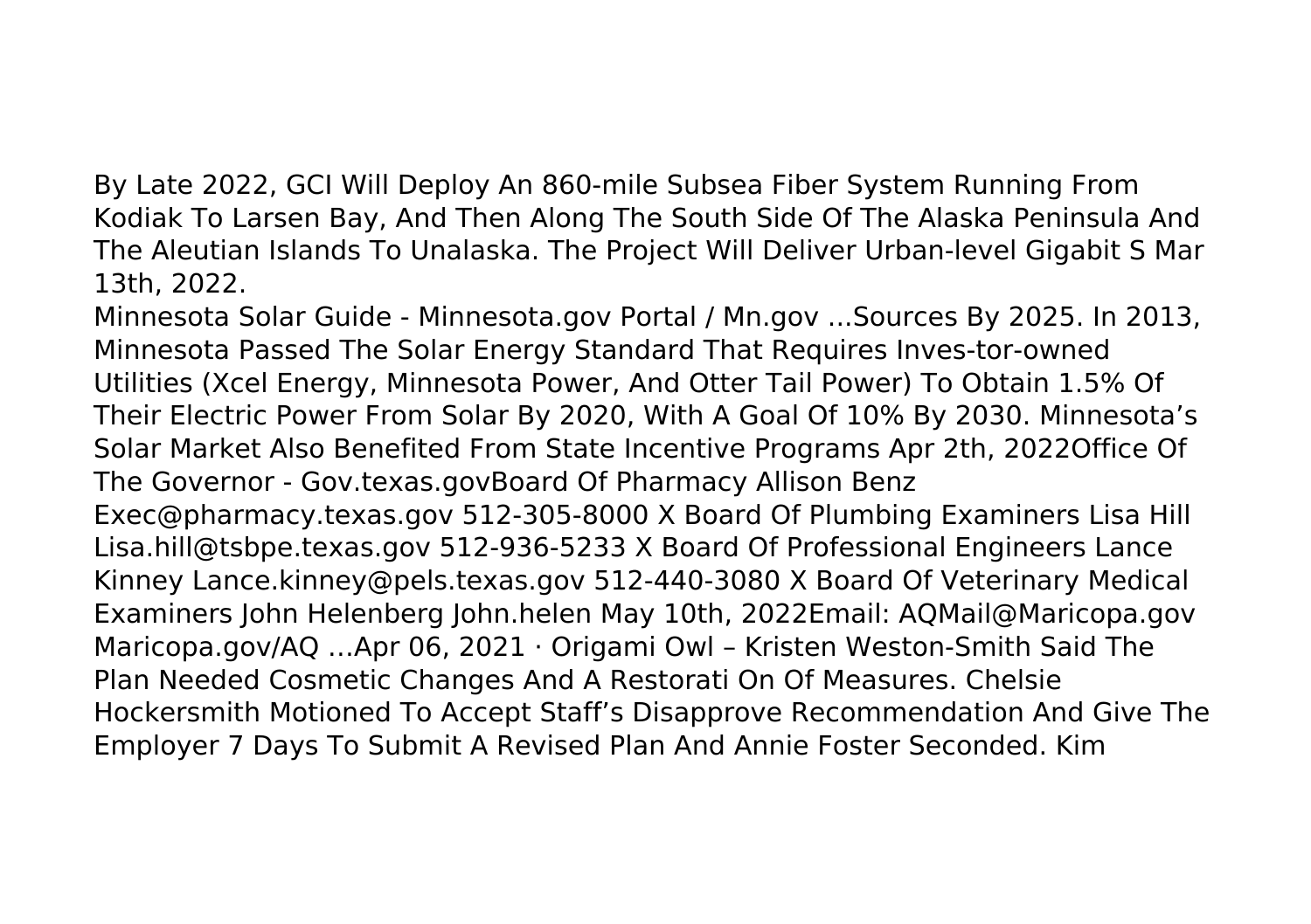By Late 2022, GCI Will Deploy An 860-mile Subsea Fiber System Running From Kodiak To Larsen Bay, And Then Along The South Side Of The Alaska Peninsula And The Aleutian Islands To Unalaska. The Project Will Deliver Urban-level Gigabit S Mar 13th, 2022.

Minnesota Solar Guide - Minnesota.gov Portal / Mn.gov ...Sources By 2025. In 2013, Minnesota Passed The Solar Energy Standard That Requires Inves-tor-owned Utilities (Xcel Energy, Minnesota Power, And Otter Tail Power) To Obtain 1.5% Of Their Electric Power From Solar By 2020, With A Goal Of 10% By 2030. Minnesota's Solar Market Also Benefited From State Incentive Programs Apr 2th, 2022Office Of The Governor - Gov.texas.govBoard Of Pharmacy Allison Benz Exec@pharmacy.texas.gov 512-305-8000 X Board Of Plumbing Examiners Lisa Hill Lisa.hill@tsbpe.texas.gov 512-936-5233 X Board Of Professional Engineers Lance Kinney Lance.kinney@pels.texas.gov 512-440-3080 X Board Of Veterinary Medical Examiners John Helenberg John.helen May 10th, 2022Email: AQMail@Maricopa.gov Maricopa.gov/AQ ...Apr 06, 2021 · Origami Owl – Kristen Weston-Smith Said The Plan Needed Cosmetic Changes And A Restorati On Of Measures. Chelsie Hockersmith Motioned To Accept Staff's Disapprove Recommendation And Give The Employer 7 Days To Submit A Revised Plan And Annie Foster Seconded. Kim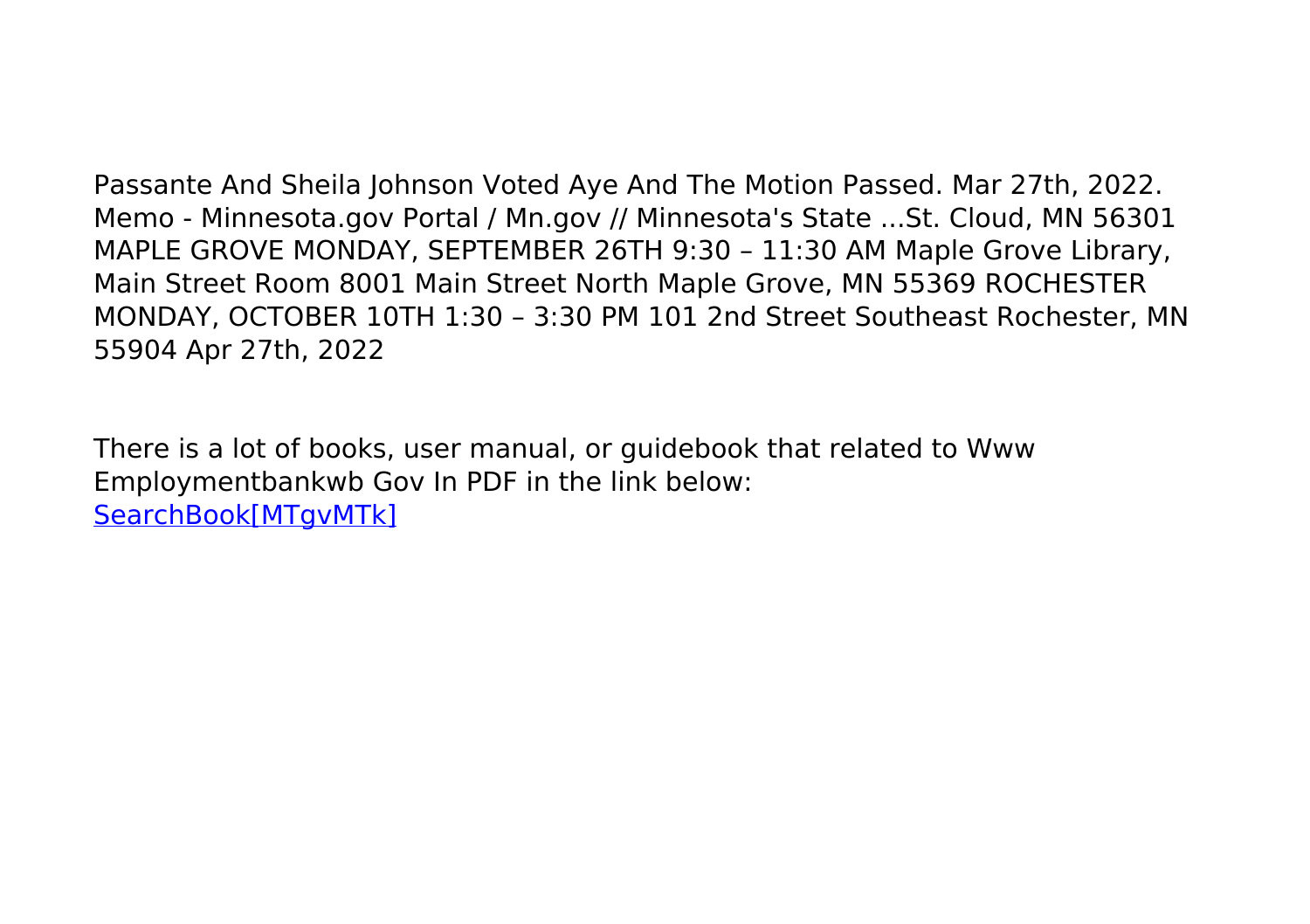Passante And Sheila Johnson Voted Aye And The Motion Passed. Mar 27th, 2022. Memo - Minnesota.gov Portal / Mn.gov // Minnesota's State ...St. Cloud, MN 56301 MAPLE GROVE MONDAY, SEPTEMBER 26TH 9:30 – 11:30 AM Maple Grove Library, Main Street Room 8001 Main Street North Maple Grove, MN 55369 ROCHESTER MONDAY, OCTOBER 10TH 1:30 – 3:30 PM 101 2nd Street Southeast Rochester, MN 55904 Apr 27th, 2022

There is a lot of books, user manual, or guidebook that related to Www Employmentbankwb Gov In PDF in the link below:
[SearchBook[MTgvMTk]]